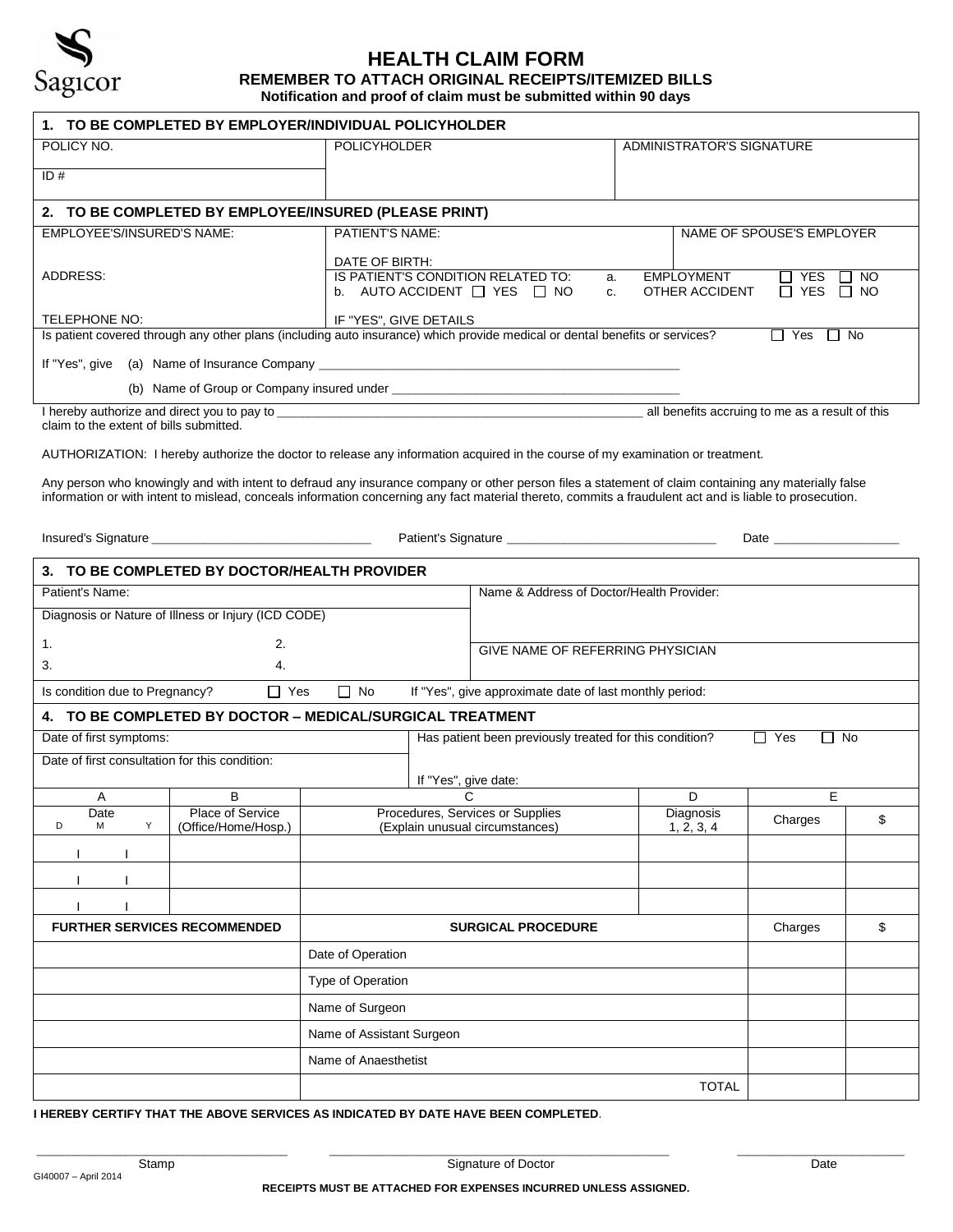Sagicor

# HEALTH CLAIM FORM

**REMEMBER TO ATTACH ORIGINAL RECEIPTS/ITEMIZED BILLS**

**Notification and proof of claim must be submitted within 90 days**

## 1. TO BE COMPLETED BY EMPLOYER/INDIVIDUAL POLICYHOLDER

| POLICY NO. | POLICYHOLDER | ADMINISTRATOR'S SIGNATURE |
|---|---|---|
| ID # | | |

## 2. TO BE COMPLETED BY EMPLOYEE/INSURED (PLEASE PRINT)

| EMPLOYEE'S/INSURED'S NAME: | PATIENT'S NAME: | NAME OF SPOUSE'S EMPLOYER |
|---|---|---|
| ADDRESS: | DATE OF BIRTH:<br>IS PATIENT'S CONDITION RELATED TO: a. EMPLOYMENT ☐ YES ☐ NO<br>b. AUTO ACCIDENT ☐ YES ☐ NO c. OTHER ACCIDENT ☐ YES ☐ NO | |
| TELEPHONE NO: | IF "YES", GIVE DETAILS | |

Is patient covered through any other plans (including auto insurance) which provide medical or dental benefits or services? ☐ Yes ☐ No

If "Yes", give (a) Name of Insurance Company ___________________________________________________

(b) Name of Group or Company insured under ___________________________________________

I hereby authorize and direct you to pay to _______________________________________________________ all benefits accruing to me as a result of this claim to the extent of bills submitted.

AUTHORIZATION: I hereby authorize the doctor to release any information acquired in the course of my examination or treatment.

Any person who knowingly and with intent to defraud any insurance company or other person files a statement of claim containing any materially false information or with intent to mislead, conceals information concerning any fact material thereto, commits a fraudulent act and is liable to prosecution.

Insured's Signature ________________________________ Patient's Signature _______________________________ Date __________________

## 3. TO BE COMPLETED BY DOCTOR/HEALTH PROVIDER

| Patient's Name: | | Name & Address of Doctor/Health Provider: |
|---|---|---|
| Diagnosis or Nature of Illness or Injury (ICD CODE) | | |
| 1. | 2. | GIVE NAME OF REFERRING PHYSICIAN |
| 3. | 4. | |

Is condition due to Pregnancy? ☐ Yes ☐ No If "Yes", give approximate date of last monthly period:

## 4. TO BE COMPLETED BY DOCTOR – MEDICAL/SURGICAL TREATMENT

| Date of first symptoms: | Has patient been previously treated for this condition? ☐ Yes ☐ No |
|---|---|
| Date of first consultation for this condition: | If "Yes", give date: |

| A | B | C | D | E | |
|---|---|---|---|---|---|
| Date (D / M / Y) | Place of Service (Office/Home/Hosp.) | Procedures, Services or Supplies (Explain unusual circumstances) | Diagnosis 1, 2, 3, 4 | Charges | $ |
| / / | | | | | |
| / / | | | | | |
| / / | | | | | |

| FURTHER SERVICES RECOMMENDED | SURGICAL PROCEDURE | Charges | $ |
|---|---|---|---|
| | Date of Operation | | |
| | Type of Operation | | |
| | Name of Surgeon | | |
| | Name of Assistant Surgeon | | |
| | Name of Anaesthetist | | |
| | TOTAL | | |

**I HEREBY CERTIFY THAT THE ABOVE SERVICES AS INDICATED BY DATE HAVE BEEN COMPLETED**.

___________________________________ Stamp ___________________________________________ Signature of Doctor _______________________ Date

GI40007 – April 2014

**RECEIPTS MUST BE ATTACHED FOR EXPENSES INCURRED UNLESS ASSIGNED.**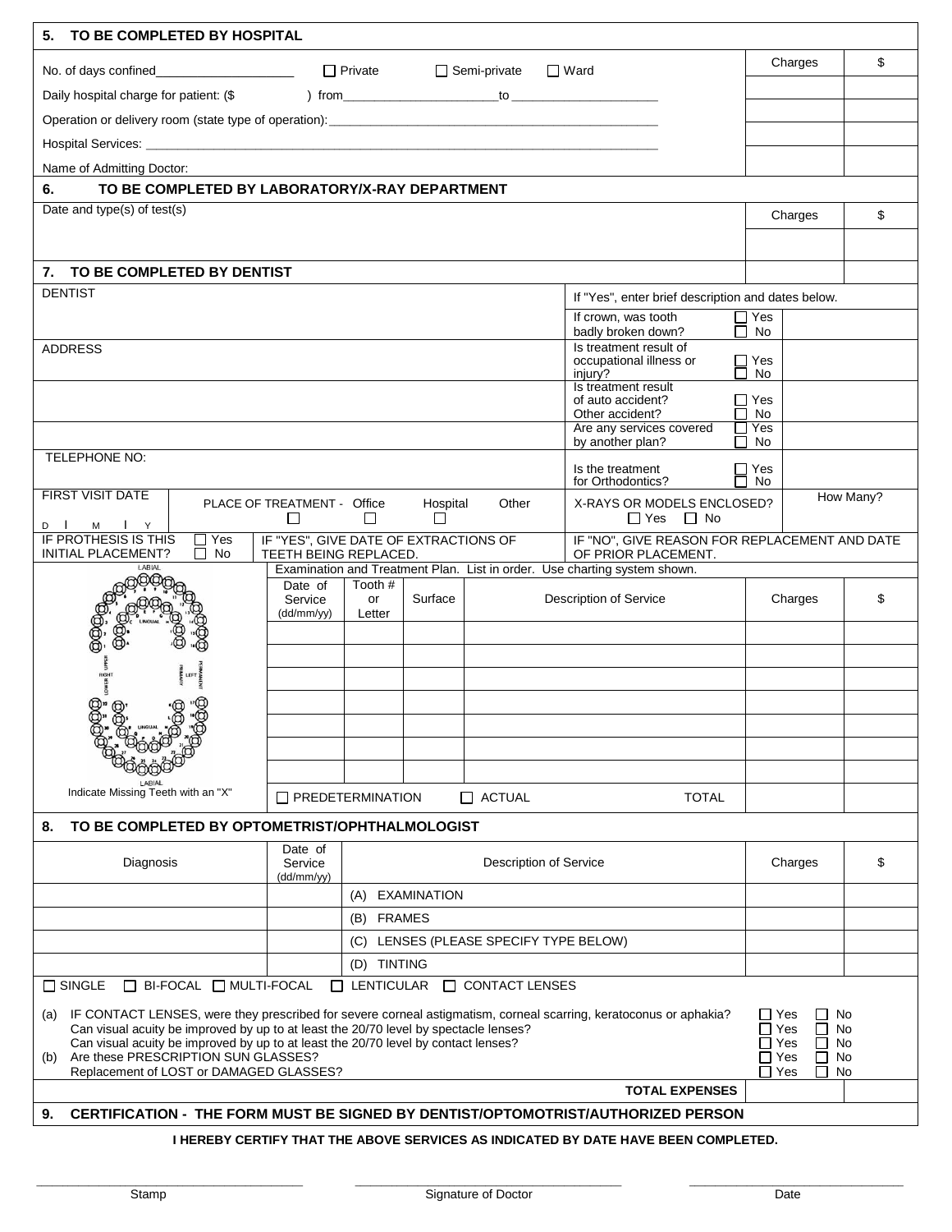## 5. TO BE COMPLETED BY HOSPITAL

| | Charges | $ |
|---|---|---|
| No. of days confined\_\_\_\_\_\_\_\_\_\_\_\_ ☐ Private ☐ Semi-private ☐ Ward | | |
| Daily hospital charge for patient: ($ ) from\_\_\_\_\_\_\_\_\_\_\_\_ to \_\_\_\_\_\_\_\_\_\_\_\_ | | |
| Operation or delivery room (state type of operation):\_\_\_\_\_\_\_\_\_\_\_\_ | | |
| Hospital Services: \_\_\_\_\_\_\_\_\_\_\_\_ | | |
| Name of Admitting Doctor: | | |

## 6. TO BE COMPLETED BY LABORATORY/X-RAY DEPARTMENT

| Date and type(s) of test(s) | Charges | $ |
|---|---|---|
| | | |

## 7. TO BE COMPLETED BY DENTIST

| | If "Yes", enter brief description and dates below. | | |
|---|---|---|---|
| DENTIST | If crown, was tooth badly broken down? | ☐ Yes ☐ No | |
| ADDRESS | Is treatment result of occupational illness or injury? | ☐ Yes ☐ No | |
| | Is treatment result of auto accident? Other accident? | ☐ Yes ☐ No | |
| | Are any services covered by another plan? | ☐ Yes ☐ No | |
| TELEPHONE NO: | Is the treatment for Orthodontics? | ☐ Yes ☐ No | |

| FIRST VISIT DATE D \| M \| Y | PLACE OF TREATMENT - Office ☐ Hospital ☐ Other ☐ | X-RAYS OR MODELS ENCLOSED? ☐ Yes ☐ No | How Many? |
|---|---|---|---|
| IF PROTHESIS IS THIS INITIAL PLACEMENT? ☐ Yes ☐ No | IF "YES", GIVE DATE OF EXTRACTIONS OF TEETH BEING REPLACED. | IF "NO", GIVE REASON FOR REPLACEMENT AND DATE OF PRIOR PLACEMENT. | |

Examination and Treatment Plan. List in order. Use charting system shown.

| Date of Service (dd/mm/yy) | Tooth # or Letter | Surface | Description of Service | Charges | $ |
|---|---|---|---|---|---|
| | | | | | |
| | | | | | |
| | | | | | |
| | | | | | |
| | | | | | |
| | | | | | |
| | | | | | |
| ☐ PREDETERMINATION | | ☐ ACTUAL | TOTAL | | |

LABIAL

LINGUAL

UPPER RIGHT LOWER PRIMARY LEFT PERMANENT

LINGUAL

LABIAL

Indicate Missing Teeth with an "X"

## 8. TO BE COMPLETED BY OPTOMETRIST/OPHTHALMOLOGIST

| Diagnosis | Date of Service (dd/mm/yy) | Description of Service | Charges | $ |
|---|---|---|---|---|
| | | (A) EXAMINATION | | |
| | | (B) FRAMES | | |
| | | (C) LENSES (PLEASE SPECIFY TYPE BELOW) | | |
| | | (D) TINTING | | |

☐ SINGLE ☐ BI-FOCAL ☐ MULTI-FOCAL ☐ LENTICULAR ☐ CONTACT LENSES

| | | |
|---|---|---|
| (a) IF CONTACT LENSES, were they prescribed for severe corneal astigmatism, corneal scarring, keratoconus or aphakia? | ☐ Yes | ☐ No |
| Can visual acuity be improved by up to at least the 20/70 level by spectacle lenses? | ☐ Yes | ☐ No |
| Can visual acuity be improved by up to at least the 20/70 level by contact lenses? | ☐ Yes | ☐ No |
| (b) Are these PRESCRIPTION SUN GLASSES? | ☐ Yes | ☐ No |
| Replacement of LOST or DAMAGED GLASSES? | ☐ Yes | ☐ No |
| **TOTAL EXPENSES** | | |

## 9. CERTIFICATION - THE FORM MUST BE SIGNED BY DENTIST/OPTOMOTRIST/AUTHORIZED PERSON

**I HEREBY CERTIFY THAT THE ABOVE SERVICES AS INDICATED BY DATE HAVE BEEN COMPLETED.**

\_\_\_\_\_\_\_\_\_\_\_\_\_\_\_\_\_\_ Stamp

\_\_\_\_\_\_\_\_\_\_\_\_\_\_\_\_\_\_ Signature of Doctor

\_\_\_\_\_\_\_\_\_\_\_\_\_\_\_\_\_\_ Date